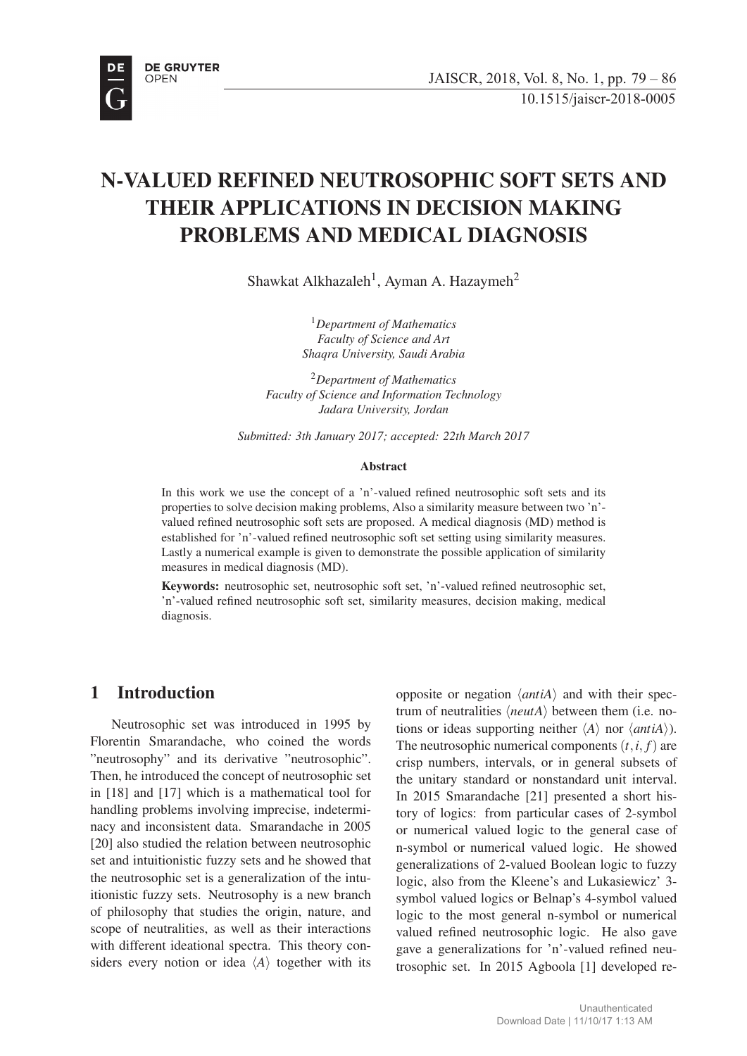# N-VALUED REFINED NEUTROSOPHIC SOFT SETS AND THEIR APPLICATIONS IN DECISION MAKING PROBLEMS AND MEDICAL DIAGNOSIS

Shawkat Alkhazaleh[1], Ayman A. Hazaymeh[2]

[1]*Department of Mathematics*
*Faculty of Science and Art*
*Shaqra University, Saudi Arabia*

[2]*Department of Mathematics*
*Faculty of Science and Information Technology*
*Jadara University, Jordan*

*Submitted: 3th January 2017; accepted: 22th March 2017*

### Abstract

In this work we use the concept of a 'n'-valued refined neutrosophic soft sets and its properties to solve decision making problems, Also a similarity measure between two 'n'-valued refined neutrosophic soft sets are proposed. A medical diagnosis (MD) method is established for 'n'-valued refined neutrosophic soft set setting using similarity measures. Lastly a numerical example is given to demonstrate the possible application of similarity measures in medical diagnosis (MD).

**Keywords:** neutrosophic set, neutrosophic soft set, 'n'-valued refined neutrosophic set, 'n'-valued refined neutrosophic soft set, similarity measures, decision making, medical diagnosis.

## 1 Introduction

Neutrosophic set was introduced in 1995 by Florentin Smarandache, who coined the words "neutrosophy" and its derivative "neutrosophic". Then, he introduced the concept of neutrosophic set in [18] and [17] which is a mathematical tool for handling problems involving imprecise, indeterminacy and inconsistent data. Smarandache in 2005 [20] also studied the relation between neutrosophic set and intuitionistic fuzzy sets and he showed that the neutrosophic set is a generalization of the intuitionistic fuzzy sets. Neutrosophy is a new branch of philosophy that studies the origin, nature, and scope of neutralities, as well as their interactions with different ideational spectra. This theory considers every notion or idea $\langle A \rangle$ together with its opposite or negation $\langle antiA \rangle$ and with their spectrum of neutralities $\langle neutA \rangle$ between them (i.e. notions or ideas supporting neither $\langle A \rangle$ nor $\langle antiA \rangle$). The neutrosophic numerical components $(t, i, f)$ are crisp numbers, intervals, or in general subsets of the unitary standard or nonstandard unit interval. In 2015 Smarandache [21] presented a short history of logics: from particular cases of 2-symbol or numerical valued logic to the general case of n-symbol or numerical valued logic. He showed generalizations of 2-valued Boolean logic to fuzzy logic, also from the Kleene's and Lukasiewicz' 3-symbol valued logics or Belnap's 4-symbol valued logic to the most general n-symbol or numerical valued refined neutrosophic logic. He also gave gave a generalizations for 'n'-valued refined neutrosophic set. In 2015 Agboola [1] developed re-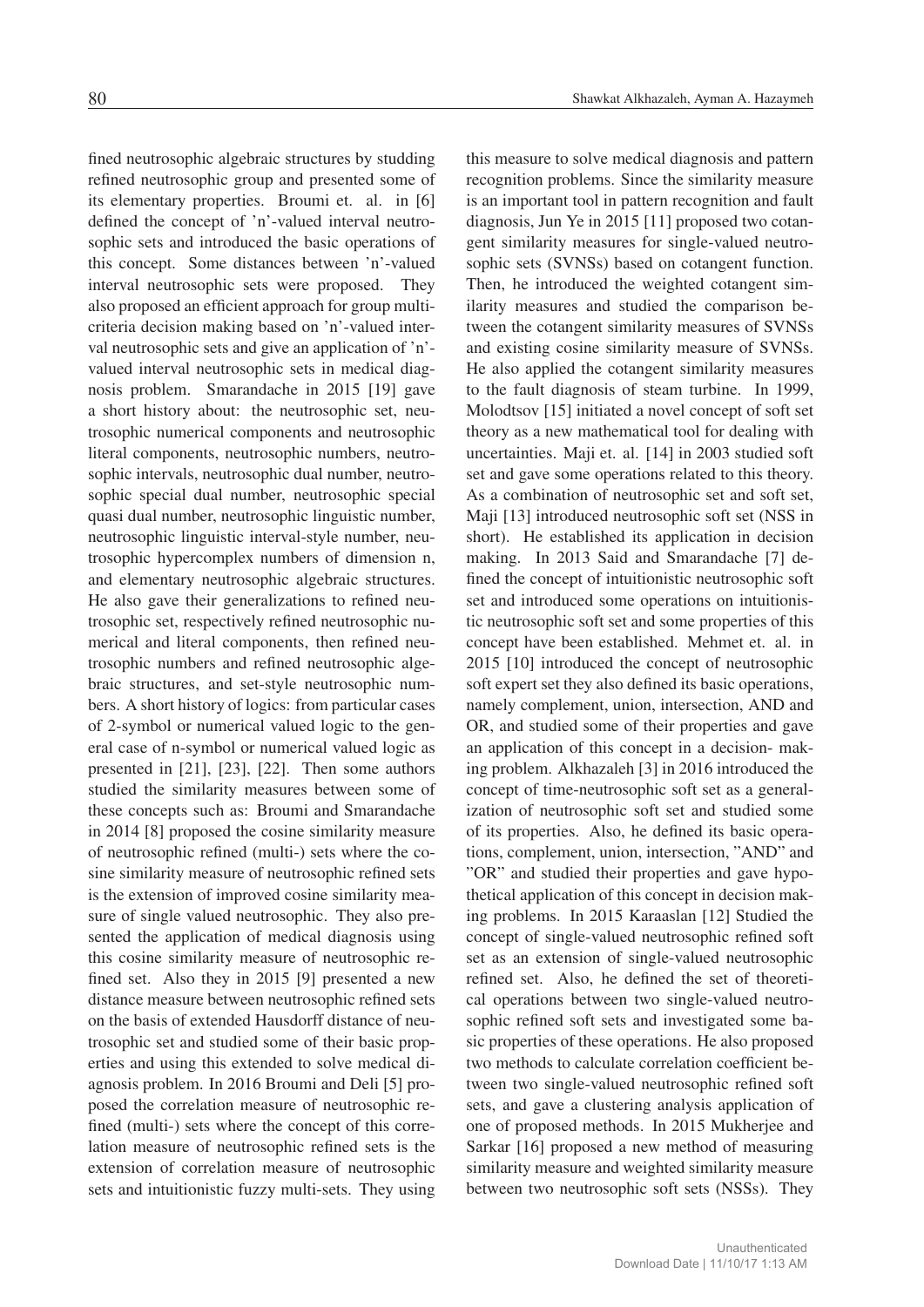fined neutrosophic algebraic structures by studding refined neutrosophic group and presented some of its elementary properties. Broumi et. al. in [6] defined the concept of 'n'-valued interval neutrosophic sets and introduced the basic operations of this concept. Some distances between 'n'-valued interval neutrosophic sets were proposed. They also proposed an efficient approach for group multi-criteria decision making based on 'n'-valued interval neutrosophic sets and give an application of 'n'-valued interval neutrosophic sets in medical diagnosis problem. Smarandache in 2015 [19] gave a short history about: the neutrosophic set, neutrosophic numerical components and neutrosophic literal components, neutrosophic numbers, neutrosophic intervals, neutrosophic dual number, neutrosophic special dual number, neutrosophic special quasi dual number, neutrosophic linguistic number, neutrosophic linguistic interval-style number, neutrosophic hypercomplex numbers of dimension n, and elementary neutrosophic algebraic structures. He also gave their generalizations to refined neutrosophic set, respectively refined neutrosophic numerical and literal components, then refined neutrosophic numbers and refined neutrosophic algebraic structures, and set-style neutrosophic numbers. A short history of logics: from particular cases of 2-symbol or numerical valued logic to the general case of n-symbol or numerical valued logic as presented in [21], [23], [22]. Then some authors studied the similarity measures between some of these concepts such as: Broumi and Smarandache in 2014 [8] proposed the cosine similarity measure of neutrosophic refined (multi-) sets where the cosine similarity measure of neutrosophic refined sets is the extension of improved cosine similarity measure of single valued neutrosophic. They also presented the application of medical diagnosis using this cosine similarity measure of neutrosophic refined set. Also they in 2015 [9] presented a new distance measure between neutrosophic refined sets on the basis of extended Hausdorff distance of neutrosophic set and studied some of their basic properties and using this extended to solve medical diagnosis problem. In 2016 Broumi and Deli [5] proposed the correlation measure of neutrosophic refined (multi-) sets where the concept of this correlation measure of neutrosophic refined sets is the extension of correlation measure of neutrosophic sets and intuitionistic fuzzy multi-sets. They using this measure to solve medical diagnosis and pattern recognition problems. Since the similarity measure is an important tool in pattern recognition and fault diagnosis, Jun Ye in 2015 [11] proposed two cotangent similarity measures for single-valued neutrosophic sets (SVNSs) based on cotangent function. Then, he introduced the weighted cotangent similarity measures and studied the comparison between the cotangent similarity measures of SVNSs and existing cosine similarity measure of SVNSs. He also applied the cotangent similarity measures to the fault diagnosis of steam turbine. In 1999, Molodtsov [15] initiated a novel concept of soft set theory as a new mathematical tool for dealing with uncertainties. Maji et. al. [14] in 2003 studied soft set and gave some operations related to this theory. As a combination of neutrosophic set and soft set, Maji [13] introduced neutrosophic soft set (NSS in short). He established its application in decision making. In 2013 Said and Smarandache [7] defined the concept of intuitionistic neutrosophic soft set and introduced some operations on intuitionistic neutrosophic soft set and some properties of this concept have been established. Mehmet et. al. in 2015 [10] introduced the concept of neutrosophic soft expert set they also defined its basic operations, namely complement, union, intersection, AND and OR, and studied some of their properties and gave an application of this concept in a decision- making problem. Alkhazaleh [3] in 2016 introduced the concept of time-neutrosophic soft set as a generalization of neutrosophic soft set and studied some of its properties. Also, he defined its basic operations, complement, union, intersection, "AND" and "OR" and studied their properties and gave hypothetical application of this concept in decision making problems. In 2015 Karaaslan [12] Studied the concept of single-valued neutrosophic refined soft set as an extension of single-valued neutrosophic refined set. Also, he defined the set of theoretical operations between two single-valued neutrosophic refined soft sets and investigated some basic properties of these operations. He also proposed two methods to calculate correlation coefficient between two single-valued neutrosophic refined soft sets, and gave a clustering analysis application of one of proposed methods. In 2015 Mukherjee and Sarkar [16] proposed a new method of measuring similarity measure and weighted similarity measure between two neutrosophic soft sets (NSSs). They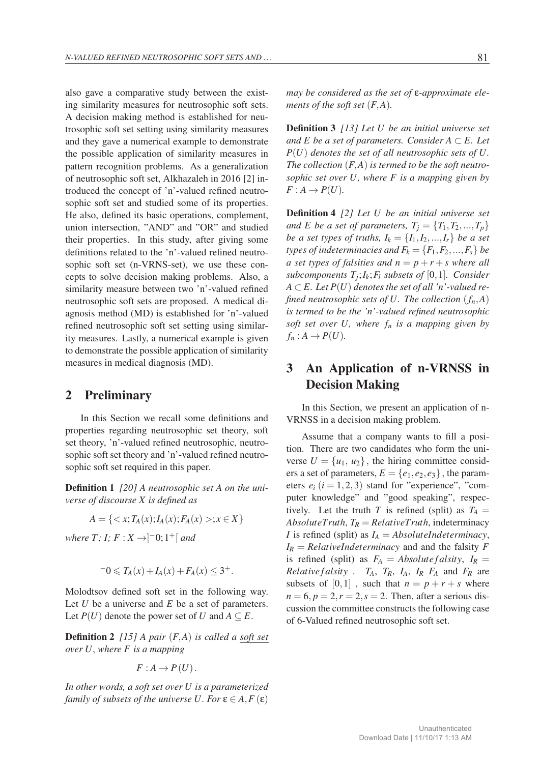also gave a comparative study between the existing similarity measures for neutrosophic soft sets. A decision making method is established for neutrosophic soft set setting using similarity measures and they gave a numerical example to demonstrate the possible application of similarity measures in pattern recognition problems. As a generalization of neutrosophic soft set, Alkhazaleh in 2016 [2] introduced the concept of 'n'-valued refined neutrosophic soft set and studied some of its properties. He also, defined its basic operations, complement, union intersection, "AND" and "OR" and studied their properties. In this study, after giving some definitions related to the 'n'-valued refined neutrosophic soft set (n-VRNS-set), we use these concepts to solve decision making problems. Also, a similarity measure between two 'n'-valued refined neutrosophic soft sets are proposed. A medical diagnosis method (MD) is established for 'n'-valued refined neutrosophic soft set setting using similarity measures. Lastly, a numerical example is given to demonstrate the possible application of similarity measures in medical diagnosis (MD).

## 2 Preliminary

In this Section we recall some definitions and properties regarding neutrosophic set theory, soft set theory, 'n'-valued refined neutrosophic, neutrosophic soft set theory and 'n'-valued refined neutrosophic soft set required in this paper.

**Definition 1** *[20] A neutrosophic set A on the universe of discourse X is defined as*

$$A = \{< x; T_A(x); I_A(x); F_A(x) >; x \in X\}$$

*where T; I; F* $: X \to ]^{-}0; 1^{+}[$ *and*

$$^{-}0 \leqslant T_A(x) + I_A(x) + F_A(x) \leq 3^{+}.$$

Molodtsov defined soft set in the following way. Let $U$ be a universe and $E$ be a set of parameters. Let $P(U)$ denote the power set of $U$ and $A \subseteq E$.

**Definition 2** *[15] A pair $(F,A)$ is called a soft set over $U$, where $F$ is a mapping*

$$F : A \to P(U).$$

*In other words, a soft set over U is a parameterized family of subsets of the universe U. For $\varepsilon \in A, F(\varepsilon)$ may be considered as the set of $\varepsilon$-approximate elements of the soft set $(F,A)$.*

**Definition 3** *[13] Let U be an initial universe set and E be a set of parameters. Consider $A \subset E$. Let $P(U)$ denotes the set of all neutrosophic sets of U. The collection $(F,A)$ is termed to be the soft neutrosophic set over U, where F is a mapping given by $F : A \to P(U)$.*

**Definition 4** *[2] Let U be an initial universe set and E be a set of parameters, $T_j = \{T_1, T_2, ..., T_p\}$ be a set types of truths, $I_k = \{I_1, I_2, ..., I_r\}$ be a set types of indeterminacies and $F_k = \{F_1, F_2, ..., F_s\}$ be a set types of falsities and $n = p + r + s$ where all subcomponents $T_j; I_k; F_l$ subsets of $[0,1]$. Consider $A \subset E$. Let $P(U)$ denotes the set of all 'n'-valued refined neutrosophic sets of U. The collection $(f_n, A)$ is termed to be the 'n'-valued refined neutrosophic soft set over U, where $f_n$ is a mapping given by $f_n : A \to P(U)$.*

## 3 An Application of n-VRNSS in Decision Making

In this Section, we present an application of n-VRNSS in a decision making problem.

Assume that a company wants to fill a position. There are two candidates who form the universe $U = \{u_1, u_2\}$, the hiring committee considers a set of parameters, $E = \{e_1, e_2, e_3\}$, the parameters $e_i$ $(i = 1,2,3)$ stand for "experience", "computer knowledge" and "good speaking", respectively. Let the truth $T$ is refined (split) as $T_A = AbsoluteTruth$, $T_R = RelativeTruth$, indeterminacy $I$ is refined (split) as $I_A = AbsoluteIndeterminacy$, $I_R = RelativeIndeterminacy$ and and the falsity $F$ is refined (split) as $F_A = Absolutefalsity$, $I_R = Relativefalsity$ . $T_A$, $T_R$, $I_A$, $I_R$ $F_A$ and $F_R$ are subsets of $[0,1]$ , such that $n = p + r + s$ where $n = 6, p = 2, r = 2, s = 2$. Then, after a serious discussion the committee constructs the following case of 6-Valued refined neutrosophic soft set.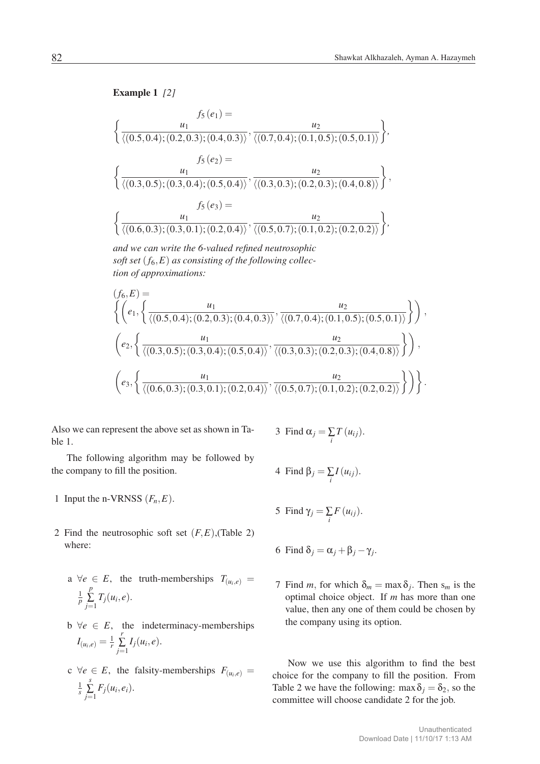**Example 1** *[2]*

$$f_5(e_1) = \left\{ \frac{u_1}{\langle(0.5,0.4);(0.2,0.3);(0.4,0.3)\rangle}, \frac{u_2}{\langle(0.7,0.4);(0.1,0.5);(0.5,0.1)\rangle} \right\},$$

$$f_5(e_2) = \left\{ \frac{u_1}{\langle(0.3,0.5);(0.3,0.4);(0.5,0.4)\rangle}, \frac{u_2}{\langle(0.3,0.3);(0.2,0.3);(0.4,0.8)\rangle} \right\},$$

$$f_5(e_3) = \left\{ \frac{u_1}{\langle(0.6,0.3);(0.3,0.1);(0.2,0.4)\rangle}, \frac{u_2}{\langle(0.5,0.7);(0.1,0.2);(0.2,0.2)\rangle} \right\},$$

*and we can write the 6-valued refined neutrosophic soft set $(f_6, E)$ as consisting of the following collection of approximations:*

$$(f_6,E) = \left\{ \left( e_1, \left\{ \frac{u_1}{\langle(0.5,0.4);(0.2,0.3);(0.4,0.3)\rangle}, \frac{u_2}{\langle(0.7,0.4);(0.1,0.5);(0.5,0.1)\rangle} \right\} \right), \right.$$

$$\left( e_2, \left\{ \frac{u_1}{\langle(0.3,0.5);(0.3,0.4);(0.5,0.4)\rangle}, \frac{u_2}{\langle(0.3,0.3);(0.2,0.3);(0.4,0.8)\rangle} \right\} \right),$$

$$\left. \left( e_3, \left\{ \frac{u_1}{\langle(0.6,0.3);(0.3,0.1);(0.2,0.4)\rangle}, \frac{u_2}{\langle(0.5,0.7);(0.1,0.2);(0.2,0.2)\rangle} \right\} \right) \right\}.$$

Also we can represent the above set as shown in Table 1.

The following algorithm may be followed by the company to fill the position.

1. Input the n-VRNSS $(F_n, E)$.
2. Find the neutrosophic soft set $(F,E)$,(Table 2) where:
   - a $\forall e \in E$, the truth-memberships $T_{(u_i,e)} = \frac{1}{p}\sum_{j=1}^{p} T_j(u_i,e)$.
   - b $\forall e \in E$, the indeterminacy-memberships $I_{(u_i,e)} = \frac{1}{r}\sum_{j=1}^{r} I_j(u_i,e)$.
   - c $\forall e \in E$, the falsity-memberships $F_{(u_i,e)} = \frac{1}{s}\sum_{j=1}^{s} F_j(u_i,e_i)$.
3. Find $\alpha_j = \sum_i T(u_{ij})$.
4. Find $\beta_j = \sum_i I(u_{ij})$.
5. Find $\gamma_j = \sum_i F(u_{ij})$.
6. Find $\delta_j = \alpha_j + \beta_j - \gamma_j$.
7. Find $m$, for which $\delta_m = \max \delta_j$. Then $s_m$ is the optimal choice object. If $m$ has more than one value, then any one of them could be chosen by the company using its option.

Now we use this algorithm to find the best choice for the company to fill the position. From Table 2 we have the following: $\max \delta_j = \delta_2$, so the committee will choose candidate 2 for the job.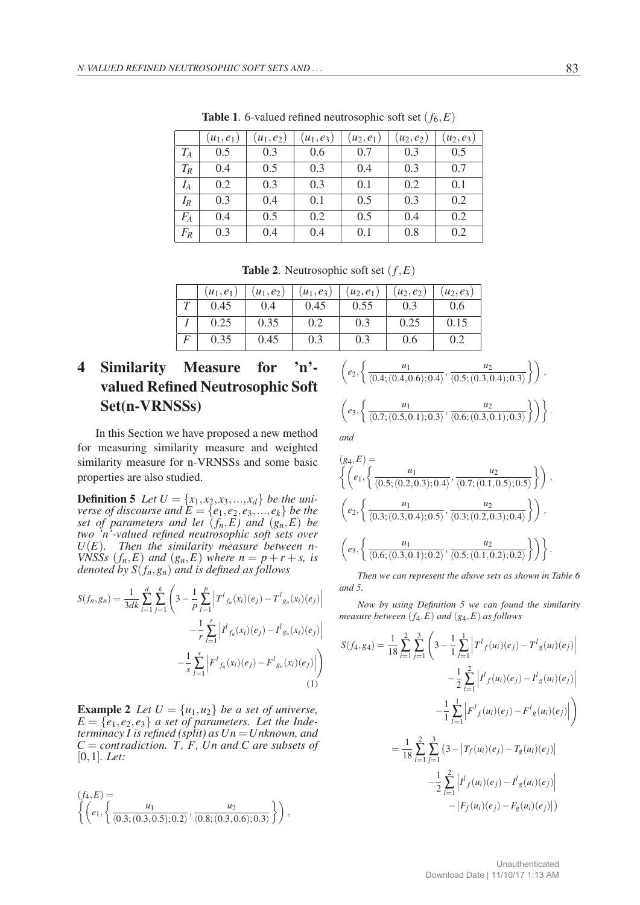**Table 1**. 6-valued refined neutrosophic soft set $(f_6, E)$

| | $(u_1,e_1)$ | $(u_1,e_2)$ | $(u_1,e_3)$ | $(u_2,e_1)$ | $(u_2,e_2)$ | $(u_2,e_3)$ |
|---|---|---|---|---|---|---|
| $T_A$ | 0.5 | 0.3 | 0.6 | 0.7 | 0.3 | 0.5 |
| $T_R$ | 0.4 | 0.5 | 0.3 | 0.4 | 0.3 | 0.7 |
| $I_A$ | 0.2 | 0.3 | 0.3 | 0.1 | 0.2 | 0.1 |
| $I_R$ | 0.3 | 0.4 | 0.1 | 0.5 | 0.3 | 0.2 |
| $F_A$ | 0.4 | 0.5 | 0.2 | 0.5 | 0.4 | 0.2 |
| $F_R$ | 0.3 | 0.4 | 0.4 | 0.1 | 0.8 | 0.2 |

**Table 2**. Neutrosophic soft set $(f, E)$

| | $(u_1,e_1)$ | $(u_1,e_2)$ | $(u_1,e_3)$ | $(u_2,e_1)$ | $(u_2,e_2)$ | $(u_2,e_3)$ |
|---|---|---|---|---|---|---|
| $T$ | 0.45 | 0.4 | 0.45 | 0.55 | 0.3 | 0.6 |
| $I$ | 0.25 | 0.35 | 0.2 | 0.3 | 0.25 | 0.15 |
| $F$ | 0.35 | 0.45 | 0.3 | 0.3 | 0.6 | 0.2 |

# 4 Similarity Measure for 'n'-valued Refined Neutrosophic Soft Set(n-VRNSSs)

In this Section we have proposed a new method for measuring similarity measure and weighted similarity measure for n-VRNSSs and some basic properties are also studied.

**Definition 5** *Let $U = \{x_1, x_2, x_3, ..., x_d\}$ be the universe of discourse and $E = \{e_1, e_2, e_3, ..., e_k\}$ be the set of parameters and let $(f_n, E)$ and $(g_n, E)$ be two 'n'-valued refined neutrosophic soft sets over $U(E)$. Then the similarity measure between n-VNSSs $(f_n, E)$ and $(g_n, E)$ where $n = p + r + s$, is denoted by $S(f_n, g_n)$ and is defined as follows*

$$S(f_n, g_n) = \frac{1}{3dk}\sum_{i=1}^{d}\sum_{j=1}^{k}\left(3 - \frac{1}{p}\sum_{l=1}^{p}\left|T^l{}_{f_n}(x_i)(e_j) - T^l{}_{g_n}(x_i)(e_j)\right| - \frac{1}{r}\sum_{l=1}^{r}\left|I^l{}_{f_n}(x_i)(e_j) - I^l{}_{g_n}(x_i)(e_j)\right| - \frac{1}{s}\sum_{l=1}^{s}\left|F^l{}_{f_n}(x_i)(e_j) - F^l{}_{g_n}(x_i)(e_j)\right|\right) \tag{1}$$

**Example 2** *Let $U = \{u_1, u_2\}$ be a set of universe, $E = \{e_1, e_2, e_3\}$ a set of parameters. Let the Indeterminacy $I$ is refined (split) as $Un = Unknown$, and $C = contradiction$. $T$, $F$, $Un$ and $C$ are subsets of $[0,1]$. Let:*

$$(f_4, E) = \left\{\left(e_1, \left\{\frac{u_1}{\langle 0.3; (0.3, 0.5); 0.2\rangle}, \frac{u_2}{\langle 0.8; (0.3, 0.6); 0.3\rangle}\right\}\right), \left(e_2, \left\{\frac{u_1}{\langle 0.4; (0.4, 0.6); 0.4\rangle}, \frac{u_2}{\langle 0.5; (0.3, 0.4); 0.3\rangle}\right\}\right), \left(e_3, \left\{\frac{u_1}{\langle 0.7; (0.5, 0.1); 0.3\rangle}, \frac{u_2}{\langle 0.6; (0.3, 0.1); 0.3\rangle}\right\}\right)\right\}.$$

*and*

$$(g_4, E) = \left\{\left(e_1, \left\{\frac{u_1}{\langle 0.5; (0.2, 0.3); 0.4\rangle}, \frac{u_2}{\langle 0.7; (0.1, 0.5); 0.5\rangle}\right\}\right), \left(e_2, \left\{\frac{u_1}{\langle 0.3; (0.3, 0.4); 0.5\rangle}, \frac{u_2}{\langle 0.3; (0.2, 0.3); 0.4\rangle}\right\}\right), \left(e_3, \left\{\frac{u_1}{\langle 0.6; (0.3, 0.1); 0.2\rangle}, \frac{u_2}{\langle 0.5; (0.1, 0.2); 0.2\rangle}\right\}\right)\right\}.$$

*Then we can represent the above sets as shown in Table 6 and 5.*

*Now by using Definition 5 we can found the similarity measure between $(f_4, E)$ and $(g_4, E)$ as follows*

$$\begin{aligned} S(f_4, g_4) &= \frac{1}{18}\sum_{i=1}^{2}\sum_{j=1}^{3}\left(3 - \frac{1}{1}\sum_{l=1}^{1}\left|T^l{}_f(u_i)(e_j) - T^l{}_g(u_i)(e_j)\right| - \frac{1}{2}\sum_{l=1}^{2}\left|I^l{}_f(u_i)(e_j) - I^l{}_g(u_i)(e_j)\right| - \frac{1}{1}\sum_{l=1}^{1}\left|F^l{}_f(u_i)(e_j) - F^l{}_g(u_i)(e_j)\right|\right) \\ &= \frac{1}{18}\sum_{i=1}^{2}\sum_{j=1}^{3}\left(3 - \left|T_f(u_i)(e_j) - T_g(u_i)(e_j)\right| - \frac{1}{2}\sum_{l=1}^{2}\left|I^l{}_f(u_i)(e_j) - I^l{}_g(u_i)(e_j)\right| - \left|F_f(u_i)(e_j) - F_g(u_i)(e_j)\right|\right) \end{aligned}$$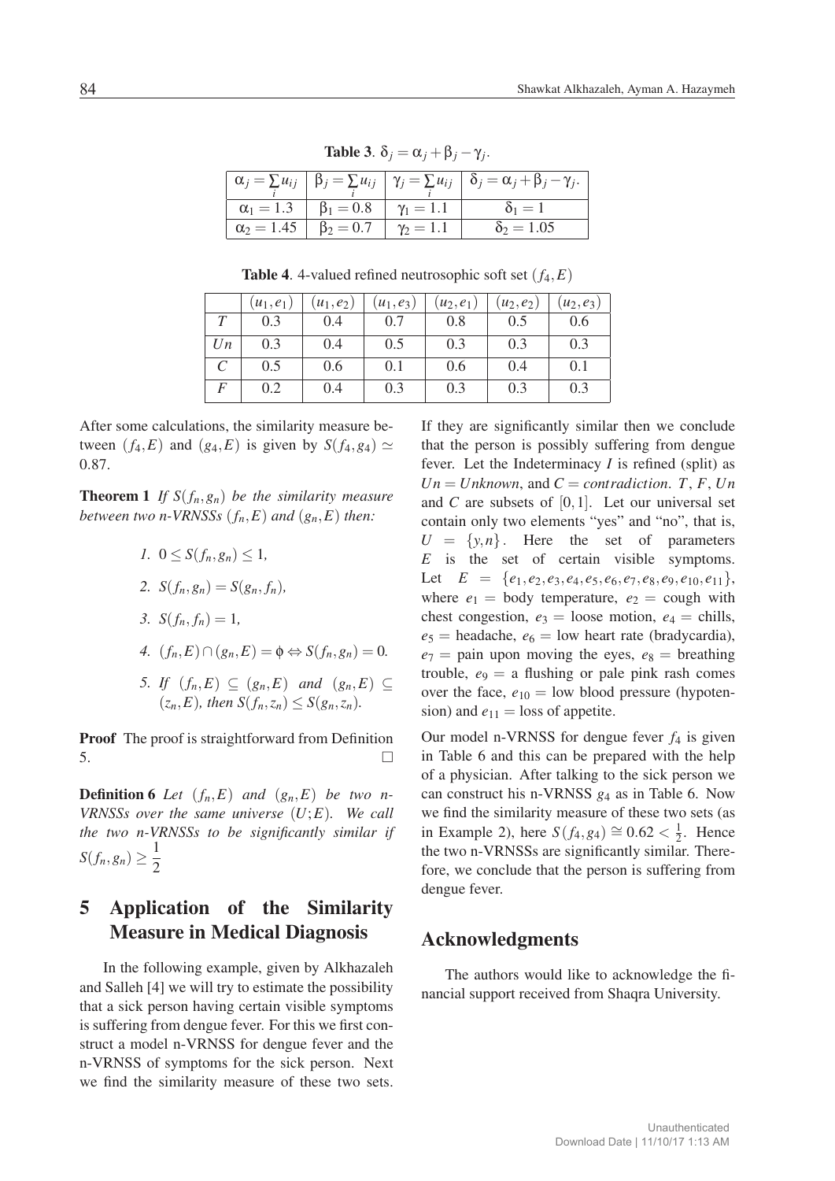**Table 3**. $\delta_j = \alpha_j + \beta_j - \gamma_j$.

| $\alpha_j = \sum_i u_{ij}$ | $\beta_j = \sum_i u_{ij}$ | $\gamma_j = \sum_i u_{ij}$ | $\delta_j = \alpha_j + \beta_j - \gamma_j$. |
|---|---|---|---|
| $\alpha_1 = 1.3$ | $\beta_1 = 0.8$ | $\gamma_1 = 1.1$ | $\delta_1 = 1$ |
| $\alpha_2 = 1.45$ | $\beta_2 = 0.7$ | $\gamma_2 = 1.1$ | $\delta_2 = 1.05$ |

**Table 4**. 4-valued refined neutrosophic soft set $(f_4, E)$

| | $(u_1, e_1)$ | $(u_1, e_2)$ | $(u_1, e_3)$ | $(u_2, e_1)$ | $(u_2, e_2)$ | $(u_2, e_3)$ |
|---|---|---|---|---|---|---|
| $T$ | 0.3 | 0.4 | 0.7 | 0.8 | 0.5 | 0.6 |
| $Un$ | 0.3 | 0.4 | 0.5 | 0.3 | 0.3 | 0.3 |
| $C$ | 0.5 | 0.6 | 0.1 | 0.6 | 0.4 | 0.1 |
| $F$ | 0.2 | 0.4 | 0.3 | 0.3 | 0.3 | 0.3 |

After some calculations, the similarity measure between $(f_4, E)$ and $(g_4, E)$ is given by $S(f_4, g_4) \simeq 0.87$.

**Theorem 1** *If $S(f_n, g_n)$ be the similarity measure between two n-VRNSSs $(f_n, E)$ and $(g_n, E)$ then:*

1. $0 \leq S(f_n, g_n) \leq 1$,
2. $S(f_n, g_n) = S(g_n, f_n)$,
3. $S(f_n, f_n) = 1$,
4. $(f_n, E) \cap (g_n, E) = \phi \Leftrightarrow S(f_n, g_n) = 0$.
5. *If $(f_n, E) \subseteq (g_n, E)$ and $(g_n, E) \subseteq (z_n, E)$, then $S(f_n, z_n) \leq S(g_n, z_n)$.*

**Proof** The proof is straightforward from Definition 5. □

**Definition 6** *Let $(f_n, E)$ and $(g_n, E)$ be two n-VRNSSs over the same universe $(U; E)$. We call the two n-VRNSSs to be significantly similar if $S(f_n, g_n) \geq \frac{1}{2}$*

## 5 Application of the Similarity Measure in Medical Diagnosis

In the following example, given by Alkhazaleh and Salleh [4] we will try to estimate the possibility that a sick person having certain visible symptoms is suffering from dengue fever. For this we first construct a model n-VRNSS for dengue fever and the n-VRNSS of symptoms for the sick person. Next we find the similarity measure of these two sets. If they are significantly similar then we conclude that the person is possibly suffering from dengue fever. Let the Indeterminacy $I$ is refined (split) as $Un = Unknown$, and $C = contradiction$. $T$, $F$, $Un$ and $C$ are subsets of $[0, 1]$. Let our universal set contain only two elements "yes" and "no", that is, $U = \{y, n\}$. Here the set of parameters $E$ is the set of certain visible symptoms. Let $E = \{e_1, e_2, e_3, e_4, e_5, e_6, e_7, e_8, e_9, e_{10}, e_{11}\}$, where $e_1$ = body temperature, $e_2$ = cough with chest congestion, $e_3$ = loose motion, $e_4$ = chills, $e_5$ = headache, $e_6$ = low heart rate (bradycardia), $e_7$ = pain upon moving the eyes, $e_8$ = breathing trouble, $e_9$ = a flushing or pale pink rash comes over the face, $e_{10}$ = low blood pressure (hypotension) and $e_{11}$ = loss of appetite.

Our model n-VRNSS for dengue fever $f_4$ is given in Table 6 and this can be prepared with the help of a physician. After talking to the sick person we can construct his n-VRNSS $g_4$ as in Table 6. Now we find the similarity measure of these two sets (as in Example 2), here $S(f_4, g_4) \cong 0.62 < \frac{1}{2}$. Hence the two n-VRNSSs are significantly similar. Therefore, we conclude that the person is suffering from dengue fever.

## Acknowledgments

The authors would like to acknowledge the financial support received from Shaqra University.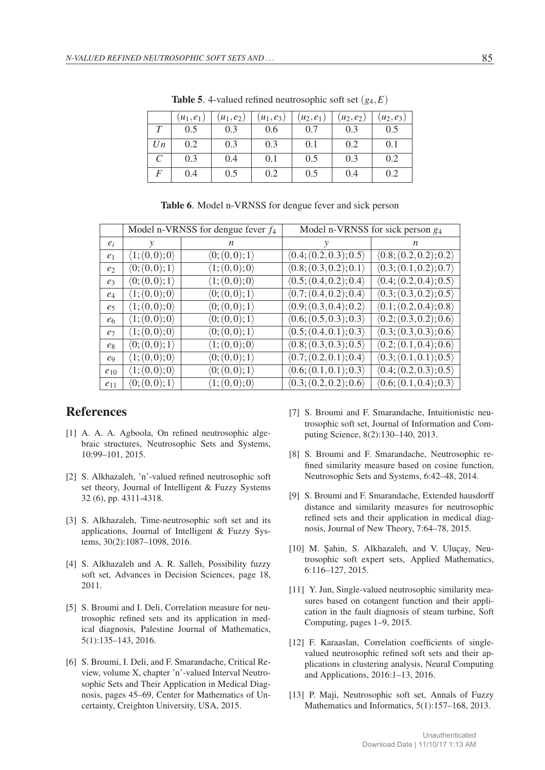**Table 5**. 4-valued refined neutrosophic soft set $(g_4, E)$

| | $(u_1,e_1)$ | $(u_1,e_2)$ | $(u_1,e_3)$ | $(u_2,e_1)$ | $(u_2,e_2)$ | $(u_2,e_3)$ |
|---|---|---|---|---|---|---|
| $T$ | 0.5 | 0.3 | 0.6 | 0.7 | 0.3 | 0.5 |
| $Un$ | 0.2 | 0.3 | 0.3 | 0.1 | 0.2 | 0.1 |
| $C$ | 0.3 | 0.4 | 0.1 | 0.5 | 0.3 | 0.2 |
| $F$ | 0.4 | 0.5 | 0.2 | 0.5 | 0.4 | 0.2 |

**Table 6**. Model n-VRNSS for dengue fever and sick person

| | Model n-VRNSS for dengue fever $f_4$ | | Model n-VRNSS for sick person $g_4$ | |
|---|---|---|---|---|
| $e_i$ | $y$ | $n$ | $y$ | $n$ |
| $e_1$ | $\langle 1;(0,0);0\rangle$ | $\langle 0;(0,0);1\rangle$ | $\langle 0.4;(0.2,0.3);0.5\rangle$ | $\langle 0.8;(0.2,0.2);0.2\rangle$ |
| $e_2$ | $\langle 0;(0,0);1\rangle$ | $\langle 1;(0,0);0\rangle$ | $\langle 0.8;(0.3,0.2);0.1\rangle$ | $\langle 0.3;(0.1,0.2);0.7\rangle$ |
| $e_3$ | $\langle 0;(0,0);1\rangle$ | $\langle 1;(0,0);0\rangle$ | $\langle 0.5;(0.4,0.2);0.4\rangle$ | $\langle 0.4;(0.2,0.4);0.5\rangle$ |
| $e_4$ | $\langle 1;(0,0);0\rangle$ | $\langle 0;(0,0);1\rangle$ | $\langle 0.7;(0.4,0.2);0.4\rangle$ | $\langle 0.3;(0.3,0.2);0.5\rangle$ |
| $e_5$ | $\langle 1;(0,0);0\rangle$ | $\langle 0;(0,0);1\rangle$ | $\langle 0.9;(0.3,0.4);0.2\rangle$ | $\langle 0.1;(0.2,0.4);0.8\rangle$ |
| $e_6$ | $\langle 1;(0,0);0\rangle$ | $\langle 0;(0,0);1\rangle$ | $\langle 0.6;(0.5,0.3);0.3\rangle$ | $\langle 0.2;(0.3,0.2);0.6\rangle$ |
| $e_7$ | $\langle 1;(0,0);0\rangle$ | $\langle 0;(0,0);1\rangle$ | $\langle 0.5;(0.4,0.1);0.3\rangle$ | $\langle 0.3;(0.3,0.3);0.6\rangle$ |
| $e_8$ | $\langle 0;(0,0);1\rangle$ | $\langle 1;(0,0);0\rangle$ | $\langle 0.8;(0.3,0.3);0.5\rangle$ | $\langle 0.2;(0.1,0.4);0.6\rangle$ |
| $e_9$ | $\langle 1;(0,0);0\rangle$ | $\langle 0;(0,0);1\rangle$ | $\langle 0.7;(0.2,0.1);0.4\rangle$ | $\langle 0.3;(0.1,0.1);0.5\rangle$ |
| $e_{10}$ | $\langle 1;(0,0);0\rangle$ | $\langle 0;(0,0);1\rangle$ | $\langle 0.6;(0.1,0.1);0.3\rangle$ | $\langle 0.4;(0.2,0.3);0.5\rangle$ |
| $e_{11}$ | $\langle 0;(0,0);1\rangle$ | $\langle 1;(0,0);0\rangle$ | $\langle 0.3;(0.2,0.2);0.6\rangle$ | $\langle 0.6;(0.1,0.4);0.3\rangle$ |

# References

[1] A. A. A. Agboola, On refined neutrosophic algebraic structures, Neutrosophic Sets and Systems, 10:99–101, 2015.

[2] S. Alkhazaleh, 'n'-valued refined neutrosophic soft set theory, Journal of Intelligent & Fuzzy Systems 32 (6), pp. 4311-4318.

[3] S. Alkhazaleh, Time-neutrosophic soft set and its applications, Journal of Intelligent & Fuzzy Systems, 30(2):1087–1098, 2016.

[4] S. Alkhazaleh and A. R. Salleh, Possibility fuzzy soft set, Advances in Decision Sciences, page 18, 2011.

[5] S. Broumi and I. Deli, Correlation measure for neutrosophic refined sets and its application in medical diagnosis, Palestine Journal of Mathematics, 5(1):135–143, 2016.

[6] S. Broumi, I. Deli, and F. Smarandache, Critical Review, volume X, chapter 'n'-valued Interval Neutrosophic Sets and Their Application in Medical Diagnosis, pages 45–69, Center for Mathematics of Uncertainty, Creighton University, USA, 2015.

[7] S. Broumi and F. Smarandache, Intuitionistic neutrosophic soft set, Journal of Information and Computing Science, 8(2):130–140, 2013.

[8] S. Broumi and F. Smarandache, Neutrosophic refined similarity measure based on cosine function, Neutrosophic Sets and Systems, 6:42–48, 2014.

[9] S. Broumi and F. Smarandache, Extended hausdorff distance and similarity measures for neutrosophic refined sets and their application in medical diagnosis, Journal of New Theory, 7:64–78, 2015.

[10] M. Şahin, S. Alkhazaleh, and V. Uluçay, Neutrosophic soft expert sets, Applied Mathematics, 6:116–127, 2015.

[11] Y. Jun, Single-valued neutrosophic similarity measures based on cotangent function and their application in the fault diagnosis of steam turbine, Soft Computing, pages 1–9, 2015.

[12] F. Karaaslan, Correlation coefficients of single-valued neutrosophic refined soft sets and their applications in clustering analysis, Neural Computing and Applications, 2016:1–13, 2016.

[13] P. Maji, Neutrosophic soft set, Annals of Fuzzy Mathematics and Informatics, 5(1):157–168, 2013.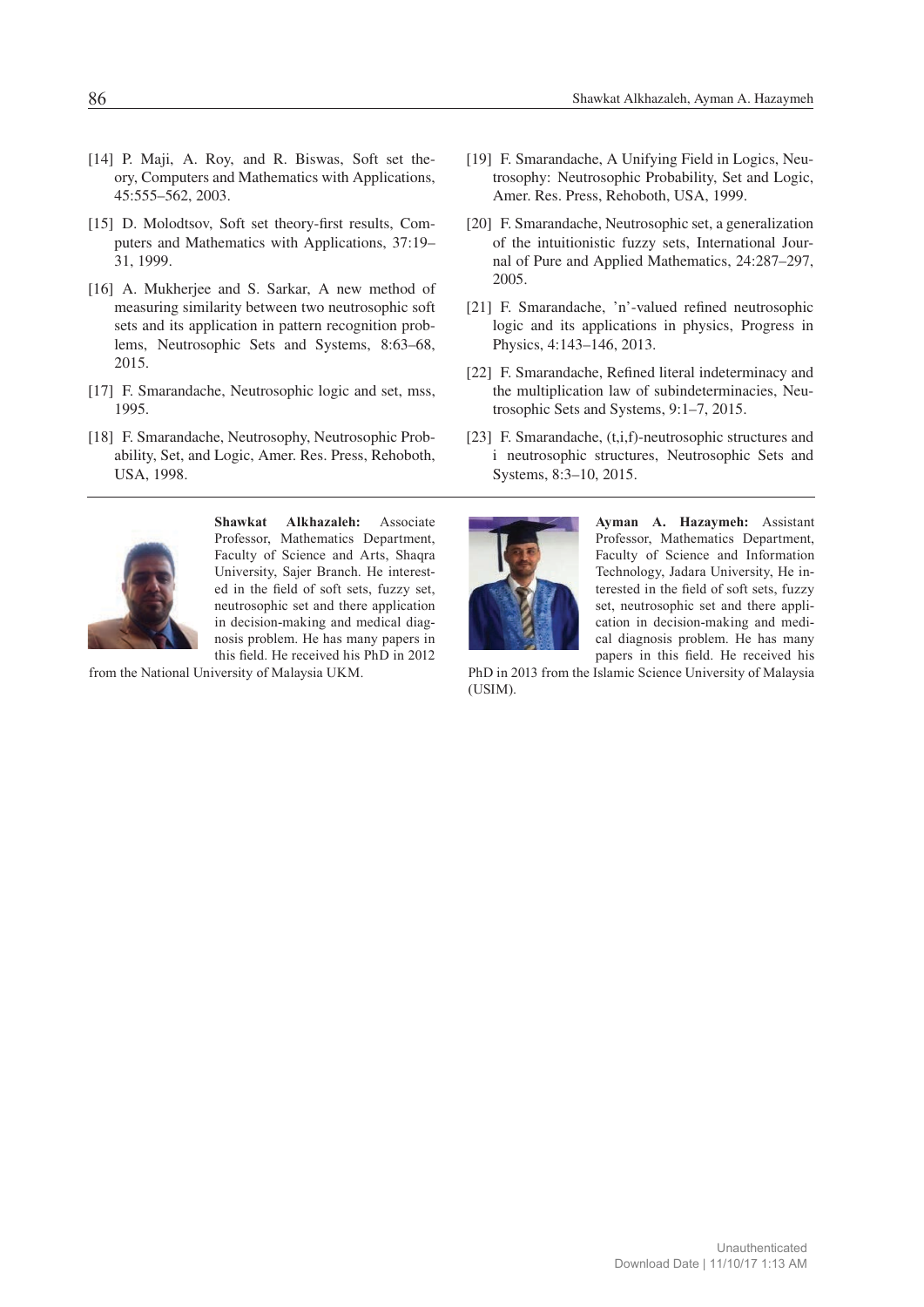[14] P. Maji, A. Roy, and R. Biswas, Soft set theory, Computers and Mathematics with Applications, 45:555–562, 2003.

[15] D. Molodtsov, Soft set theory-first results, Computers and Mathematics with Applications, 37:19–31, 1999.

[16] A. Mukherjee and S. Sarkar, A new method of measuring similarity between two neutrosophic soft sets and its application in pattern recognition problems, Neutrosophic Sets and Systems, 8:63–68, 2015.

[17] F. Smarandache, Neutrosophic logic and set, mss, 1995.

[18] F. Smarandache, Neutrosophy, Neutrosophic Probability, Set, and Logic, Amer. Res. Press, Rehoboth, USA, 1998.

[19] F. Smarandache, A Unifying Field in Logics, Neutrosophy: Neutrosophic Probability, Set and Logic, Amer. Res. Press, Rehoboth, USA, 1999.

[20] F. Smarandache, Neutrosophic set, a generalization of the intuitionistic fuzzy sets, International Journal of Pure and Applied Mathematics, 24:287–297, 2005.

[21] F. Smarandache, 'n'-valued refined neutrosophic logic and its applications in physics, Progress in Physics, 4:143–146, 2013.

[22] F. Smarandache, Refined literal indeterminacy and the multiplication law of subindeterminacies, Neutrosophic Sets and Systems, 9:1–7, 2015.

[23] F. Smarandache, (t,i,f)-neutrosophic structures and i neutrosophic structures, Neutrosophic Sets and Systems, 8:3–10, 2015.

**Shawkat Alkhazaleh:** Associate Professor, Mathematics Department, Faculty of Science and Arts, Shaqra University, Sajer Branch. He interested in the field of soft sets, fuzzy set, neutrosophic set and there application in decision-making and medical diagnosis problem. He has many papers in this field. He received his PhD in 2012 from the National University of Malaysia UKM.

**Ayman A. Hazaymeh:** Assistant Professor, Mathematics Department, Faculty of Science and Information Technology, Jadara University, He interested in the field of soft sets, fuzzy set, neutrosophic set and there application in decision-making and medical diagnosis problem. He has many papers in this field. He received his PhD in 2013 from the Islamic Science University of Malaysia (USIM).